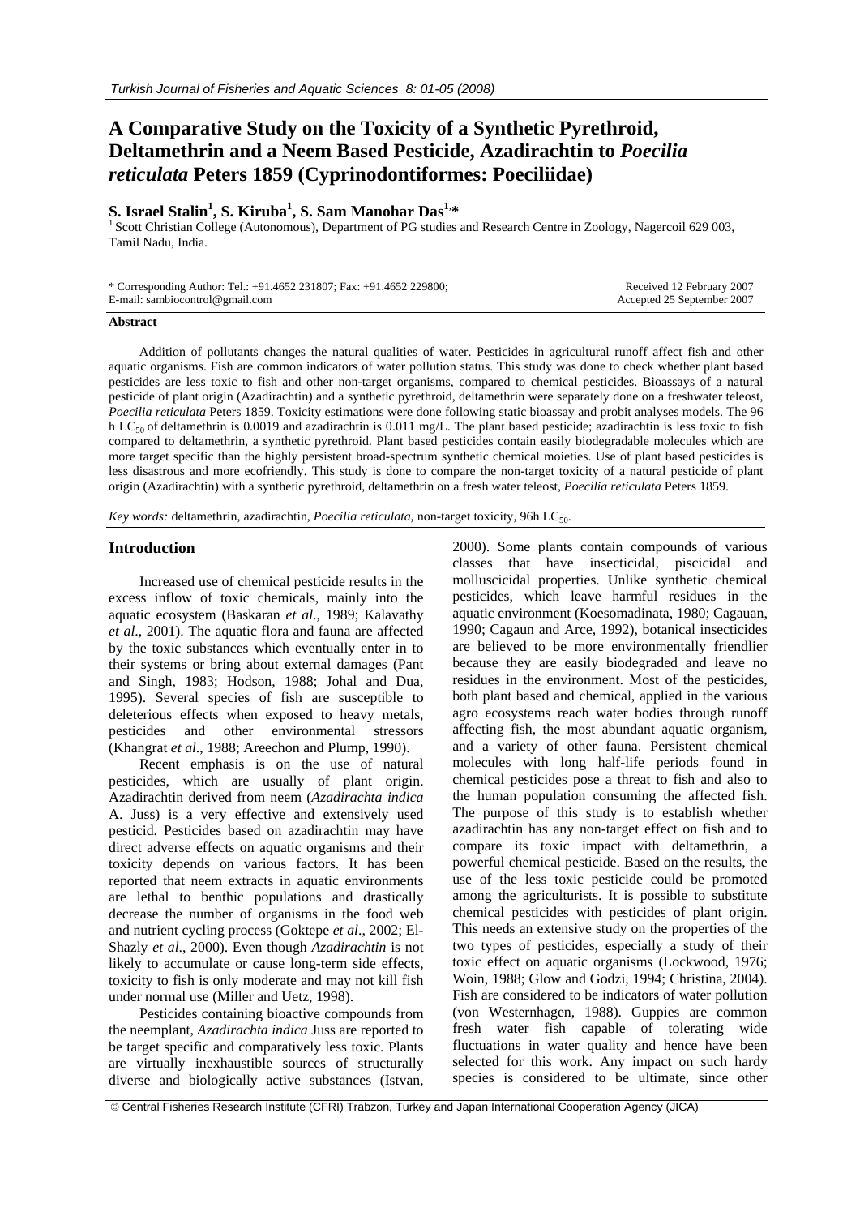# A Comparative Study on the Toxicity of a Synthetic Pyrethroid, Deltamethrin and a Neem Based Pesticide, Azadirachtin to *Poecilia reticulata* Peters 1859 (Cyprinodontiformes: Poeciliidae)

**S. Israel Stalin[1], S. Kiruba[1], S. Sam Manohar Das[1,*]**

[1] Scott Christian College (Autonomous), Department of PG studies and Research Centre in Zoology, Nagercoil 629 003, Tamil Nadu, India.

\* Corresponding Author: Tel.: +91.4652 231807; Fax: +91.4652 229800; E-mail: sambiocontrol@gmail.com

Received 12 February 2007
Accepted 25 September 2007

**Abstract**

Addition of pollutants changes the natural qualities of water. Pesticides in agricultural runoff affect fish and other aquatic organisms. Fish are common indicators of water pollution status. This study was done to check whether plant based pesticides are less toxic to fish and other non-target organisms, compared to chemical pesticides. Bioassays of a natural pesticide of plant origin (Azadirachtin) and a synthetic pyrethroid, deltamethrin were separately done on a freshwater teleost, *Poecilia reticulata* Peters 1859. Toxicity estimations were done following static bioassay and probit analyses models. The 96 h $LC_{50}$ of deltamethrin is 0.0019 and azadirachtin is 0.011 mg/L. The plant based pesticide; azadirachtin is less toxic to fish compared to deltamethrin, a synthetic pyrethroid. Plant based pesticides contain easily biodegradable molecules which are more target specific than the highly persistent broad-spectrum synthetic chemical moieties. Use of plant based pesticides is less disastrous and more ecofriendly. This study is done to compare the non-target toxicity of a natural pesticide of plant origin (Azadirachtin) with a synthetic pyrethroid, deltamethrin on a fresh water teleost, *Poecilia reticulata* Peters 1859.

*Key words:* deltamethrin, azadirachtin, *Poecilia reticulata*, non-target toxicity, 96h $LC_{50}$.

## Introduction

Increased use of chemical pesticide results in the excess inflow of toxic chemicals, mainly into the aquatic ecosystem (Baskaran *et al*., 1989; Kalavathy *et al*., 2001). The aquatic flora and fauna are affected by the toxic substances which eventually enter in to their systems or bring about external damages (Pant and Singh, 1983; Hodson, 1988; Johal and Dua, 1995). Several species of fish are susceptible to deleterious effects when exposed to heavy metals, pesticides and other environmental stressors (Khangrat *et al*., 1988; Areechon and Plump, 1990).

Recent emphasis is on the use of natural pesticides, which are usually of plant origin. Azadirachtin derived from neem (*Azadirachta indica* A. Juss) is a very effective and extensively used pesticid. Pesticides based on azadirachtin may have direct adverse effects on aquatic organisms and their toxicity depends on various factors. It has been reported that neem extracts in aquatic environments are lethal to benthic populations and drastically decrease the number of organisms in the food web and nutrient cycling process (Goktepe *et al*., 2002; El-Shazly *et al*., 2000). Even though *Azadirachtin* is not likely to accumulate or cause long-term side effects, toxicity to fish is only moderate and may not kill fish under normal use (Miller and Uetz, 1998).

Pesticides containing bioactive compounds from the neemplant, *Azadirachta indica* Juss are reported to be target specific and comparatively less toxic. Plants are virtually inexhaustible sources of structurally diverse and biologically active substances (Istvan, 2000). Some plants contain compounds of various classes that have insecticidal, piscicidal and molluscicidal properties. Unlike synthetic chemical pesticides, which leave harmful residues in the aquatic environment (Koesomadinata, 1980; Cagauan, 1990; Cagaun and Arce, 1992), botanical insecticides are believed to be more environmentally friendlier because they are easily biodegraded and leave no residues in the environment. Most of the pesticides, both plant based and chemical, applied in the various agro ecosystems reach water bodies through runoff affecting fish, the most abundant aquatic organism, and a variety of other fauna. Persistent chemical molecules with long half-life periods found in chemical pesticides pose a threat to fish and also to the human population consuming the affected fish. The purpose of this study is to establish whether azadirachtin has any non-target effect on fish and to compare its toxic impact with deltamethrin, a powerful chemical pesticide. Based on the results, the use of the less toxic pesticide could be promoted among the agriculturists. It is possible to substitute chemical pesticides with pesticides of plant origin. This needs an extensive study on the properties of the two types of pesticides, especially a study of their toxic effect on aquatic organisms (Lockwood, 1976; Woin, 1988; Glow and Godzi, 1994; Christina, 2004). Fish are considered to be indicators of water pollution (von Westernhagen, 1988). Guppies are common fresh water fish capable of tolerating wide fluctuations in water quality and hence have been selected for this work. Any impact on such hardy species is considered to be ultimate, since other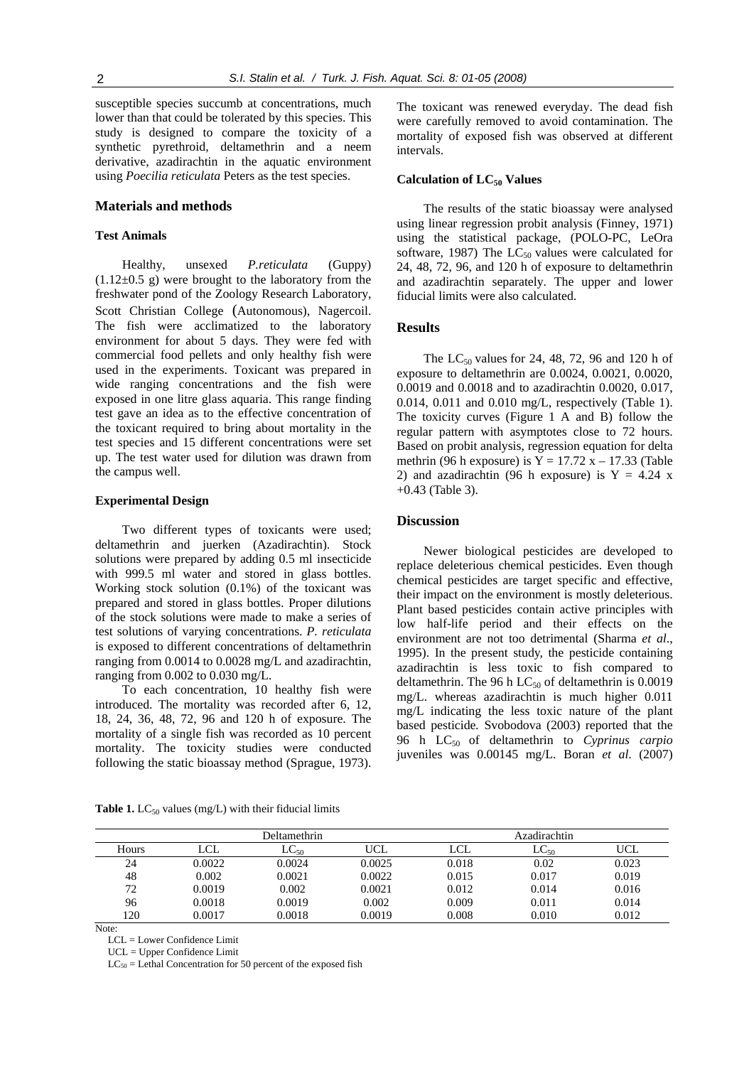susceptible species succumb at concentrations, much lower than that could be tolerated by this species. This study is designed to compare the toxicity of a synthetic pyrethroid, deltamethrin and a neem derivative, azadirachtin in the aquatic environment using *Poecilia reticulata* Peters as the test species.

## Materials and methods

### Test Animals

Healthy, unsexed *P.reticulata* (Guppy) (1.12±0.5 g) were brought to the laboratory from the freshwater pond of the Zoology Research Laboratory, Scott Christian College (Autonomous), Nagercoil. The fish were acclimatized to the laboratory environment for about 5 days. They were fed with commercial food pellets and only healthy fish were used in the experiments. Toxicant was prepared in wide ranging concentrations and the fish were exposed in one litre glass aquaria. This range finding test gave an idea as to the effective concentration of the toxicant required to bring about mortality in the test species and 15 different concentrations were set up. The test water used for dilution was drawn from the campus well.

### Experimental Design

Two different types of toxicants were used; deltamethrin and juerken (Azadirachtin). Stock solutions were prepared by adding 0.5 ml insecticide with 999.5 ml water and stored in glass bottles. Working stock solution (0.1%) of the toxicant was prepared and stored in glass bottles. Proper dilutions of the stock solutions were made to make a series of test solutions of varying concentrations. *P. reticulata* is exposed to different concentrations of deltamethrin ranging from 0.0014 to 0.0028 mg/L and azadirachtin, ranging from 0.002 to 0.030 mg/L.

To each concentration, 10 healthy fish were introduced. The mortality was recorded after 6, 12, 18, 24, 36, 48, 72, 96 and 120 h of exposure. The mortality of a single fish was recorded as 10 percent mortality. The toxicity studies were conducted following the static bioassay method (Sprague, 1973). The toxicant was renewed everyday. The dead fish were carefully removed to avoid contamination. The mortality of exposed fish was observed at different intervals.

### Calculation of $LC_{50}$ Values

The results of the static bioassay were analysed using linear regression probit analysis (Finney, 1971) using the statistical package, (POLO-PC, LeOra software, 1987) The $LC_{50}$ values were calculated for 24, 48, 72, 96, and 120 h of exposure to deltamethrin and azadirachtin separately. The upper and lower fiducial limits were also calculated.

## Results

The $LC_{50}$ values for 24, 48, 72, 96 and 120 h of exposure to deltamethrin are 0.0024, 0.0021, 0.0020, 0.0019 and 0.0018 and to azadirachtin 0.0020, 0.017, 0.014, 0.011 and 0.010 mg/L, respectively (Table 1). The toxicity curves (Figure 1 A and B) follow the regular pattern with asymptotes close to 72 hours. Based on probit analysis, regression equation for delta methrin (96 h exposure) is $Y = 17.72\ x - 17.33$ (Table 2) and azadirachtin (96 h exposure) is $Y = 4.24\ x + 0.43$ (Table 3).

## Discussion

Newer biological pesticides are developed to replace deleterious chemical pesticides. Even though chemical pesticides are target specific and effective, their impact on the environment is mostly deleterious. Plant based pesticides contain active principles with low half-life period and their effects on the environment are not too detrimental (Sharma *et al*., 1995). In the present study, the pesticide containing azadirachtin is less toxic to fish compared to deltamethrin. The 96 h $LC_{50}$ of deltamethrin is 0.0019 mg/L. whereas azadirachtin is much higher 0.011 mg/L indicating the less toxic nature of the plant based pesticide. Svobodova (2003) reported that the 96 h $LC_{50}$ of deltamethrin to *Cyprinus carpio* juveniles was 0.00145 mg/L. Boran *et al*. (2007)

**Table 1.** $LC_{50}$ values (mg/L) with their fiducial limits

| | Deltamethrin | | | Azadirachtin | | |
|---|---|---|---|---|---|---|
| Hours | LCL | $LC_{50}$ | UCL | LCL | $LC_{50}$ | UCL |
| 24 | 0.0022 | 0.0024 | 0.0025 | 0.018 | 0.02 | 0.023 |
| 48 | 0.002 | 0.0021 | 0.0022 | 0.015 | 0.017 | 0.019 |
| 72 | 0.0019 | 0.002 | 0.0021 | 0.012 | 0.014 | 0.016 |
| 96 | 0.0018 | 0.0019 | 0.002 | 0.009 | 0.011 | 0.014 |
| 120 | 0.0017 | 0.0018 | 0.0019 | 0.008 | 0.010 | 0.012 |

Note:
LCL = Lower Confidence Limit
UCL = Upper Confidence Limit
$LC_{50}$ = Lethal Concentration for 50 percent of the exposed fish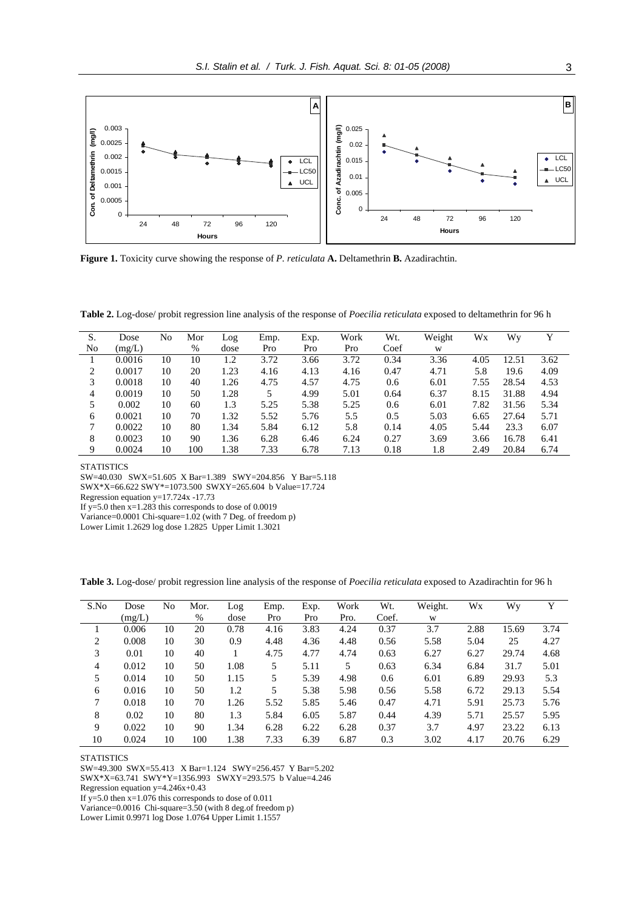**Figure 1.** Toxicity curve showing the response of *P. reticulata* **A.** Deltamethrin **B.** Azadirachtin.

**Table 2.** Log-dose/ probit regression line analysis of the response of *Poecilia reticulata* exposed to deltamethrin for 96 h

| S. No | Dose (mg/L) | No | Mor % | Log dose | Emp. Pro | Exp. Pro | Work Pro | Wt. Coef | Weight w | Wx | Wy | Y |
|---|---|---|---|---|---|---|---|---|---|---|---|---|
| 1 | 0.0016 | 10 | 10 | 1.2 | 3.72 | 3.66 | 3.72 | 0.34 | 3.36 | 4.05 | 12.51 | 3.62 |
| 2 | 0.0017 | 10 | 20 | 1.23 | 4.16 | 4.13 | 4.16 | 0.47 | 4.71 | 5.8 | 19.6 | 4.09 |
| 3 | 0.0018 | 10 | 40 | 1.26 | 4.75 | 4.57 | 4.75 | 0.6 | 6.01 | 7.55 | 28.54 | 4.53 |
| 4 | 0.0019 | 10 | 50 | 1.28 | 5 | 4.99 | 5.01 | 0.64 | 6.37 | 8.15 | 31.88 | 4.94 |
| 5 | 0.002 | 10 | 60 | 1.3 | 5.25 | 5.38 | 5.25 | 0.6 | 6.01 | 7.82 | 31.56 | 5.34 |
| 6 | 0.0021 | 10 | 70 | 1.32 | 5.52 | 5.76 | 5.5 | 0.5 | 5.03 | 6.65 | 27.64 | 5.71 |
| 7 | 0.0022 | 10 | 80 | 1.34 | 5.84 | 6.12 | 5.8 | 0.14 | 4.05 | 5.44 | 23.3 | 6.07 |
| 8 | 0.0023 | 10 | 90 | 1.36 | 6.28 | 6.46 | 6.24 | 0.27 | 3.69 | 3.66 | 16.78 | 6.41 |
| 9 | 0.0024 | 10 | 100 | 1.38 | 7.33 | 6.78 | 7.13 | 0.18 | 1.8 | 2.49 | 20.84 | 6.74 |

STATISTICS

SW=40.030 SWX=51.605 X Bar=1.389 SWY=204.856 Y Bar=5.118

SWX\*X=66.622 SWY\*=1073.500 SWXY=265.604 b Value=17.724

Regression equation y=17.724x -17.73

If y=5.0 then x=1.283 this corresponds to dose of 0.0019

Variance=0.0001 Chi-square=1.02 (with 7 Deg. of freedom p)

Lower Limit 1.2629 log dose 1.2825 Upper Limit 1.3021

**Table 3.** Log-dose/ probit regression line analysis of the response of *Poecilia reticulata* exposed to Azadirachtin for 96 h

| S.No | Dose (mg/L) | No | Mor. % | Log dose | Emp. Pro | Exp. Pro | Work Pro. | Wt. Coef. | Weight. w | Wx | Wy | Y |
|---|---|---|---|---|---|---|---|---|---|---|---|---|
| 1 | 0.006 | 10 | 20 | 0.78 | 4.16 | 3.83 | 4.24 | 0.37 | 3.7 | 2.88 | 15.69 | 3.74 |
| 2 | 0.008 | 10 | 30 | 0.9 | 4.48 | 4.36 | 4.48 | 0.56 | 5.58 | 5.04 | 25 | 4.27 |
| 3 | 0.01 | 10 | 40 | 1 | 4.75 | 4.77 | 4.74 | 0.63 | 6.27 | 6.27 | 29.74 | 4.68 |
| 4 | 0.012 | 10 | 50 | 1.08 | 5 | 5.11 | 5 | 0.63 | 6.34 | 6.84 | 31.7 | 5.01 |
| 5 | 0.014 | 10 | 50 | 1.15 | 5 | 5.39 | 4.98 | 0.6 | 6.01 | 6.89 | 29.93 | 5.3 |
| 6 | 0.016 | 10 | 50 | 1.2 | 5 | 5.38 | 5.98 | 0.56 | 5.58 | 6.72 | 29.13 | 5.54 |
| 7 | 0.018 | 10 | 70 | 1.26 | 5.52 | 5.85 | 5.46 | 0.47 | 4.71 | 5.91 | 25.73 | 5.76 |
| 8 | 0.02 | 10 | 80 | 1.3 | 5.84 | 6.05 | 5.87 | 0.44 | 4.39 | 5.71 | 25.57 | 5.95 |
| 9 | 0.022 | 10 | 90 | 1.34 | 6.28 | 6.22 | 6.28 | 0.37 | 3.7 | 4.97 | 23.22 | 6.13 |
| 10 | 0.024 | 10 | 100 | 1.38 | 7.33 | 6.39 | 6.87 | 0.3 | 3.02 | 4.17 | 20.76 | 6.29 |

STATISTICS

SW=49.300 SWX=55.413 X Bar=1.124 SWY=256.457 Y Bar=5.202

SWX\*X=63.741 SWY\*Y=1356.993 SWXY=293.575 b Value=4.246

Regression equation y=4.246x+0.43

If y=5.0 then x=1.076 this corresponds to dose of 0.011

Variance=0.0016 Chi-square=3.50 (with 8 deg.of freedom p)

Lower Limit 0.9971 log Dose 1.0764 Upper Limit 1.1557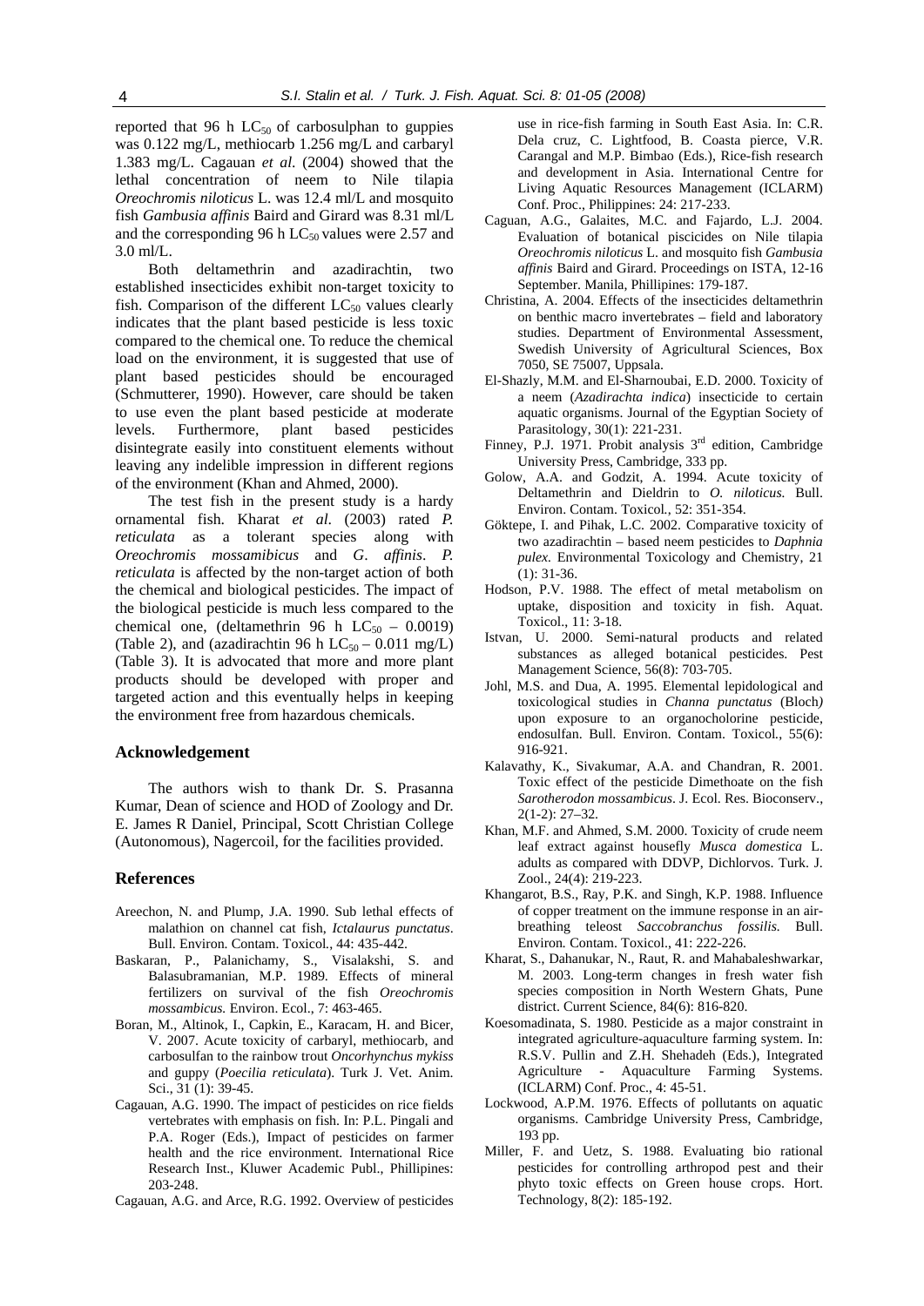reported that 96 h $LC_{50}$ of carbosulphan to guppies was 0.122 mg/L, methiocarb 1.256 mg/L and carbaryl 1.383 mg/L. Cagauan *et al.* (2004) showed that the lethal concentration of neem to Nile tilapia *Oreochromis niloticus* L. was 12.4 ml/L and mosquito fish *Gambusia affinis* Baird and Girard was 8.31 ml/L and the corresponding 96 h $LC_{50}$ values were 2.57 and 3.0 ml/L.

Both deltamethrin and azadirachtin, two established insecticides exhibit non-target toxicity to fish. Comparison of the different $LC_{50}$ values clearly indicates that the plant based pesticide is less toxic compared to the chemical one. To reduce the chemical load on the environment, it is suggested that use of plant based pesticides should be encouraged (Schmutterer, 1990). However, care should be taken to use even the plant based pesticide at moderate levels. Furthermore, plant based pesticides disintegrate easily into constituent elements without leaving any indelible impression in different regions of the environment (Khan and Ahmed, 2000).

The test fish in the present study is a hardy ornamental fish. Kharat *et al.* (2003) rated *P. reticulata* as a tolerant species along with *Oreochromis mossamibicus* and *G. affinis*. *P. reticulata* is affected by the non-target action of both the chemical and biological pesticides. The impact of the biological pesticide is much less compared to the chemical one, (deltamethrin 96 h $LC_{50}$ – 0.0019) (Table 2), and (azadirachtin 96 h $LC_{50}$ – 0.011 mg/L) (Table 3). It is advocated that more and more plant products should be developed with proper and targeted action and this eventually helps in keeping the environment free from hazardous chemicals.

## Acknowledgement

The authors wish to thank Dr. S. Prasanna Kumar, Dean of science and HOD of Zoology and Dr. E. James R Daniel, Principal, Scott Christian College (Autonomous), Nagercoil, for the facilities provided.

## References

Areechon, N. and Plump, J.A. 1990. Sub lethal effects of malathion on channel cat fish, *Ictalaurus punctatus*. Bull. Environ. Contam. Toxicol., 44: 435-442.

Baskaran, P., Palanichamy, S., Visalakshi, S. and Balasubramanian, M.P. 1989. Effects of mineral fertilizers on survival of the fish *Oreochromis mossambicus.* Environ. Ecol., 7: 463-465.

Boran, M., Altinok, I., Capkin, E., Karacam, H. and Bicer, V. 2007. Acute toxicity of carbaryl, methiocarb, and carbosulfan to the rainbow trout *Oncorhynchus mykiss* and guppy (*Poecilia reticulata*). Turk J. Vet. Anim. Sci., 31 (1): 39-45.

Cagauan, A.G. 1990. The impact of pesticides on rice fields vertebrates with emphasis on fish. In: P.L. Pingali and P.A. Roger (Eds.), Impact of pesticides on farmer health and the rice environment. International Rice Research Inst., Kluwer Academic Publ., Phillipines: 203-248.

Cagauan, A.G. and Arce, R.G. 1992. Overview of pesticides use in rice-fish farming in South East Asia. In: C.R. Dela cruz, C. Lightfood, B. Coasta pierce, V.R. Carangal and M.P. Bimbao (Eds.), Rice-fish research and development in Asia. International Centre for Living Aquatic Resources Management (ICLARM) Conf. Proc., Philippines: 24: 217-233.

Caguan, A.G., Galaites, M.C. and Fajardo, L.J. 2004. Evaluation of botanical piscicides on Nile tilapia *Oreochromis niloticus* L. and mosquito fish *Gambusia affinis* Baird and Girard. Proceedings on ISTA, 12-16 September. Manila, Phillipines: 179-187.

Christina, A. 2004. Effects of the insecticides deltamethrin on benthic macro invertebrates – field and laboratory studies. Department of Environmental Assessment, Swedish University of Agricultural Sciences, Box 7050, SE 75007, Uppsala.

El-Shazly, M.M. and El-Sharnoubai, E.D. 2000. Toxicity of a neem (*Azadirachta indica*) insecticide to certain aquatic organisms. Journal of the Egyptian Society of Parasitology, 30(1): 221-231.

Finney, P.J. 1971. Probit analysis 3rd edition, Cambridge University Press, Cambridge, 333 pp.

Golow, A.A. and Godzit, A. 1994. Acute toxicity of Deltamethrin and Dieldrin to *O. niloticus.* Bull. Environ. Contam. Toxicol., 52: 351-354.

Göktepe, I. and Pihak, L.C. 2002. Comparative toxicity of two azadirachtin – based neem pesticides to *Daphnia pulex.* Environmental Toxicology and Chemistry, 21 (1): 31-36.

Hodson, P.V. 1988. The effect of metal metabolism on uptake, disposition and toxicity in fish. Aquat. Toxicol., 11: 3-18.

Istvan, U. 2000. Semi-natural products and related substances as alleged botanical pesticides. Pest Management Science, 56(8): 703-705.

Johl, M.S. and Dua, A. 1995. Elemental lepidological and toxicological studies in *Channa punctatus* (Bloch*)* upon exposure to an organocholorine pesticide, endosulfan. Bull. Environ. Contam. Toxicol., 55(6): 916-921.

Kalavathy, K., Sivakumar, A.A. and Chandran, R. 2001. Toxic effect of the pesticide Dimethoate on the fish *Sarotherodon mossambicus*. J. Ecol. Res. Bioconserv., 2(1-2): 27–32.

Khan, M.F. and Ahmed, S.M. 2000. Toxicity of crude neem leaf extract against housefly *Musca domestica* L. adults as compared with DDVP, Dichlorvos. Turk. J. Zool., 24(4): 219-223.

Khangarot, B.S., Ray, P.K. and Singh, K.P. 1988. Influence of copper treatment on the immune response in an air-breathing teleost *Saccobranchus fossilis.* Bull. Environ. Contam. Toxicol., 41: 222-226.

Kharat, S., Dahanukar, N., Raut, R. and Mahabaleshwarkar, M. 2003. Long-term changes in fresh water fish species composition in North Western Ghats, Pune district. Current Science, 84(6): 816-820.

Koesomadinata, S. 1980. Pesticide as a major constraint in integrated agriculture-aquaculture farming system. In: R.S.V. Pullin and Z.H. Shehadeh (Eds.), Integrated Agriculture - Aquaculture Farming Systems. (ICLARM) Conf. Proc., 4: 45-51.

Lockwood, A.P.M. 1976. Effects of pollutants on aquatic organisms. Cambridge University Press, Cambridge, 193 pp.

Miller, F. and Uetz, S. 1988. Evaluating bio rational pesticides for controlling arthropod pest and their phyto toxic effects on Green house crops. Hort. Technology, 8(2): 185-192.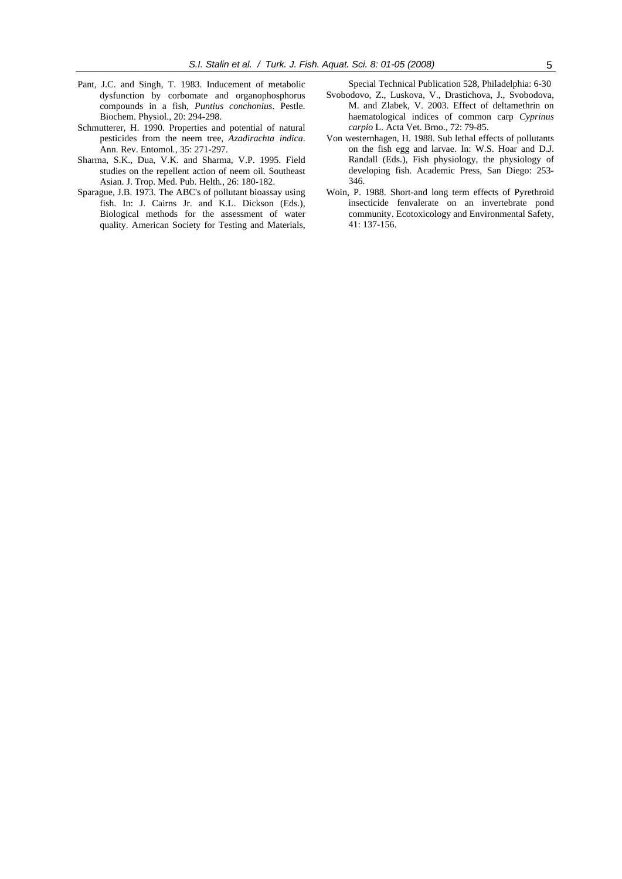Pant, J.C. and Singh, T. 1983. Inducement of metabolic dysfunction by corbomate and organophosphorus compounds in a fish, *Puntius conchonius*. Pestle. Biochem. Physiol., 20: 294-298.

Schmutterer, H. 1990. Properties and potential of natural pesticides from the neem tree, *Azadirachta indica*. Ann. Rev. Entomol., 35: 271-297.

Sharma, S.K., Dua, V.K. and Sharma, V.P. 1995. Field studies on the repellent action of neem oil. Southeast Asian. J. Trop. Med. Pub. Helth., 26: 180-182.

Sparague, J.B. 1973. The ABC's of pollutant bioassay using fish. In: J. Cairns Jr. and K.L. Dickson (Eds.), Biological methods for the assessment of water quality. American Society for Testing and Materials, Special Technical Publication 528, Philadelphia: 6-30

Svobodovo, Z., Luskova, V., Drastichova, J., Svobodova, M. and Zlabek, V. 2003. Effect of deltamethrin on haematological indices of common carp *Cyprinus carpio* L. Acta Vet. Brno., 72: 79-85.

Von westernhagen, H. 1988. Sub lethal effects of pollutants on the fish egg and larvae. In: W.S. Hoar and D.J. Randall (Eds.), Fish physiology, the physiology of developing fish. Academic Press, San Diego: 253-346.

Woin, P. 1988. Short-and long term effects of Pyrethroid insecticide fenvalerate on an invertebrate pond community. Ecotoxicology and Environmental Safety, 41: 137-156.